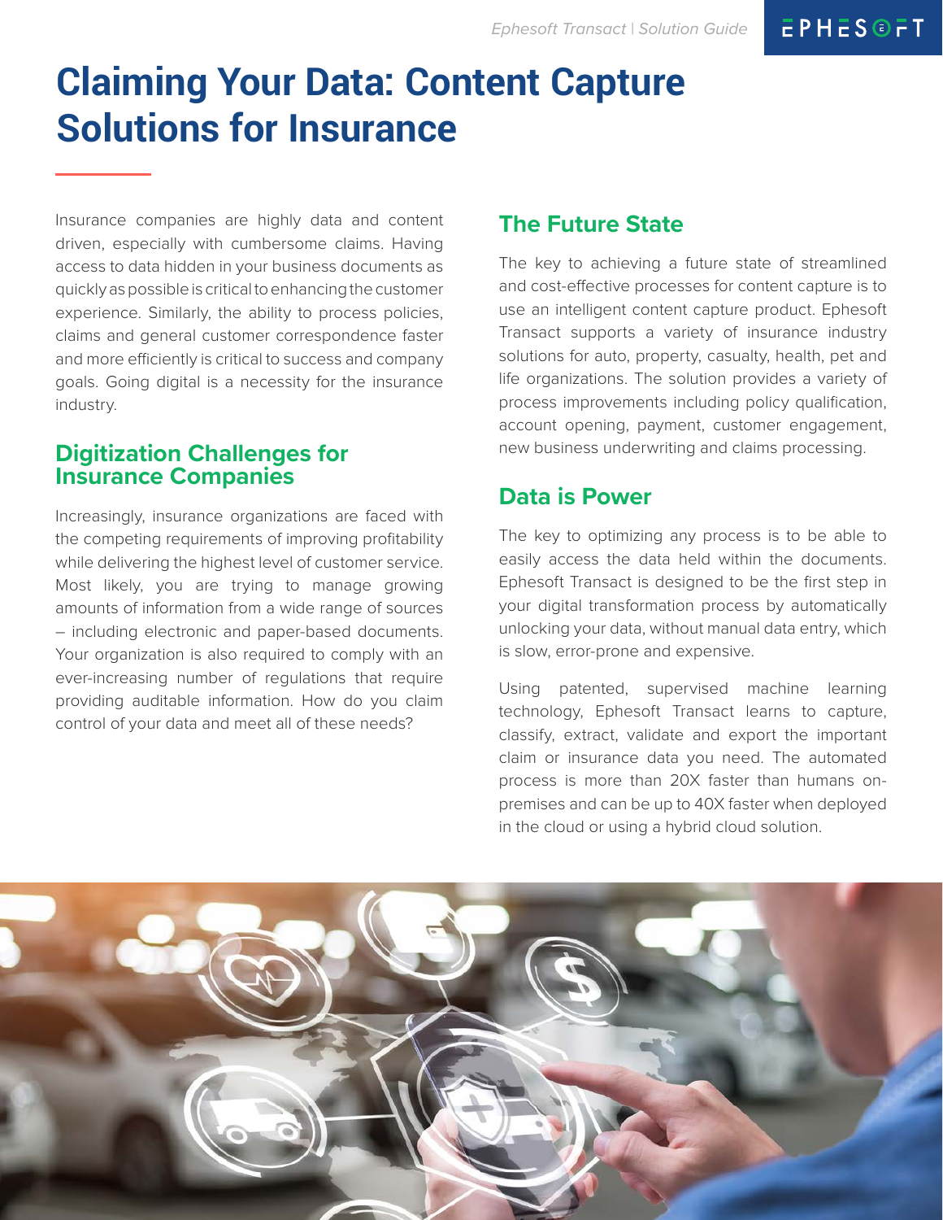# Claiming Your Data: Content Capture Solutions for Insurance

Insurance companies are highly data and content driven, especially with cumbersome claims. Having access to data hidden in your business documents as quickly as possible is critical to enhancing the customer experience. Similarly, the ability to process policies, claims and general customer correspondence faster and more efficiently is critical to success and company goals. Going digital is a necessity for the insurance industry.

## Digitization Challenges for Insurance Companies

Increasingly, insurance organizations are faced with the competing requirements of improving profitability while delivering the highest level of customer service. Most likely, you are trying to manage growing amounts of information from a wide range of sources – including electronic and paper-based documents. Your organization is also required to comply with an ever-increasing number of regulations that require providing auditable information. How do you claim control of your data and meet all of these needs?

## The Future State

The key to achieving a future state of streamlined and cost-effective processes for content capture is to use an intelligent content capture product. Ephesoft Transact supports a variety of insurance industry solutions for auto, property, casualty, health, pet and life organizations. The solution provides a variety of process improvements including policy qualification, account opening, payment, customer engagement, new business underwriting and claims processing.

## Data is Power

The key to optimizing any process is to be able to easily access the data held within the documents. Ephesoft Transact is designed to be the first step in your digital transformation process by automatically unlocking your data, without manual data entry, which is slow, error-prone and expensive.

Using patented, supervised machine learning technology, Ephesoft Transact learns to capture, classify, extract, validate and export the important claim or insurance data you need. The automated process is more than 20X faster than humans on-premises and can be up to 40X faster when deployed in the cloud or using a hybrid cloud solution.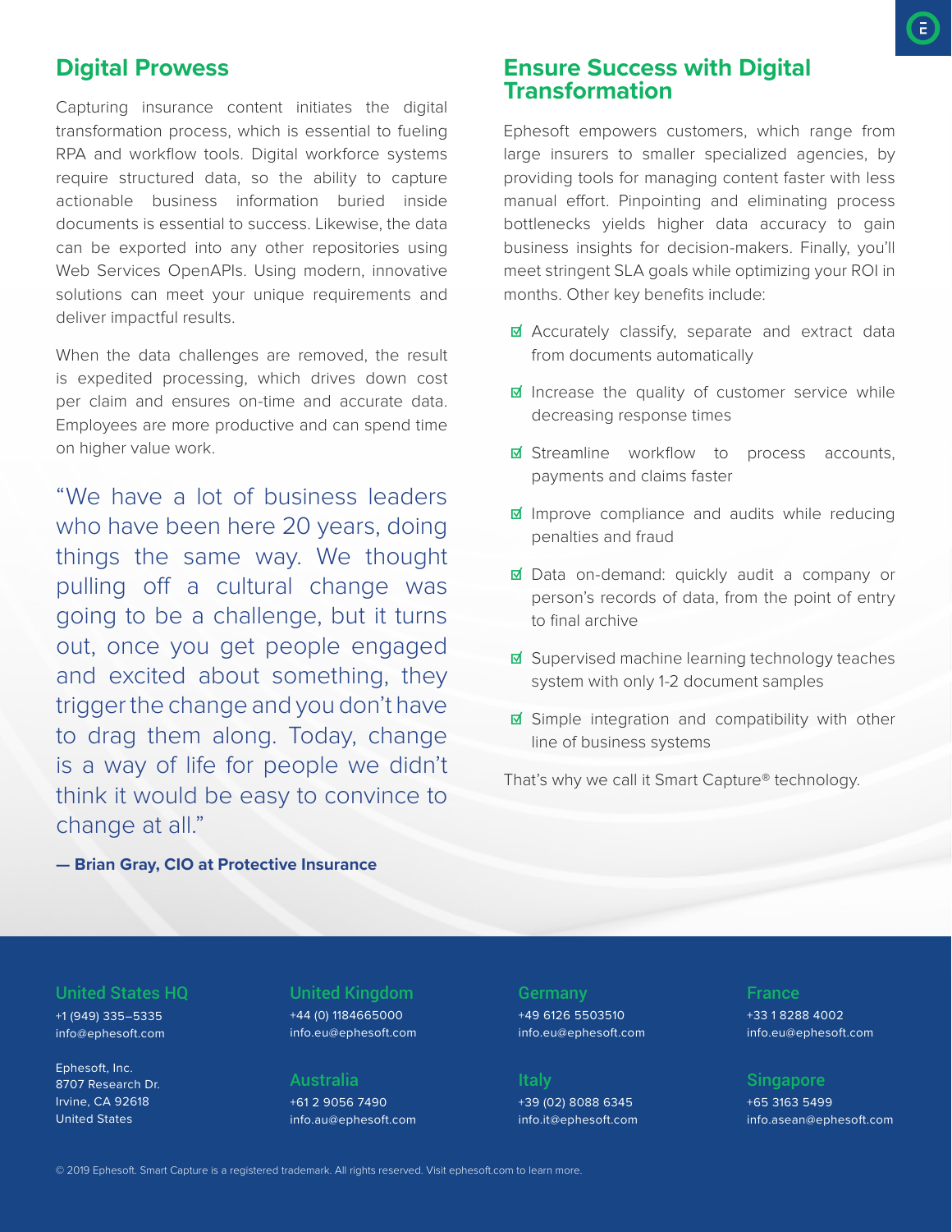## Digital Prowess

Capturing insurance content initiates the digital transformation process, which is essential to fueling RPA and workflow tools. Digital workforce systems require structured data, so the ability to capture actionable business information buried inside documents is essential to success. Likewise, the data can be exported into any other repositories using Web Services OpenAPIs. Using modern, innovative solutions can meet your unique requirements and deliver impactful results.

When the data challenges are removed, the result is expedited processing, which drives down cost per claim and ensures on-time and accurate data. Employees are more productive and can spend time on higher value work.

> "We have a lot of business leaders who have been here 20 years, doing things the same way. We thought pulling off a cultural change was going to be a challenge, but it turns out, once you get people engaged and excited about something, they trigger the change and you don't have to drag them along. Today, change is a way of life for people we didn't think it would be easy to convince to change at all."
>
> **— Brian Gray, CIO at Protective Insurance**

## Ensure Success with Digital Transformation

Ephesoft empowers customers, which range from large insurers to smaller specialized agencies, by providing tools for managing content faster with less manual effort. Pinpointing and eliminating process bottlenecks yields higher data accuracy to gain business insights for decision-makers. Finally, you'll meet stringent SLA goals while optimizing your ROI in months. Other key benefits include:

- Accurately classify, separate and extract data from documents automatically
- Increase the quality of customer service while decreasing response times
- Streamline workflow to process accounts, payments and claims faster
- Improve compliance and audits while reducing penalties and fraud
- Data on-demand: quickly audit a company or person's records of data, from the point of entry to final archive
- Supervised machine learning technology teaches system with only 1-2 document samples
- Simple integration and compatibility with other line of business systems

That's why we call it Smart Capture® technology.

**United States HQ**
+1 (949) 335–5335
info@ephesoft.com

Ephesoft, Inc.
8707 Research Dr.
Irvine, CA 92618
United States

**United Kingdom**
+44 (0) 1184665000
info.eu@ephesoft.com

**Australia**
+61 2 9056 7490
info.au@ephesoft.com

**Germany**
+49 6126 5503510
info.eu@ephesoft.com

**Italy**
+39 (02) 8088 6345
info.it@ephesoft.com

**France**
+33 1 8288 4002
info.eu@ephesoft.com

**Singapore**
+65 3163 5499
info.asean@ephesoft.com

© 2019 Ephesoft. Smart Capture is a registered trademark. All rights reserved. Visit ephesoft.com to learn more.